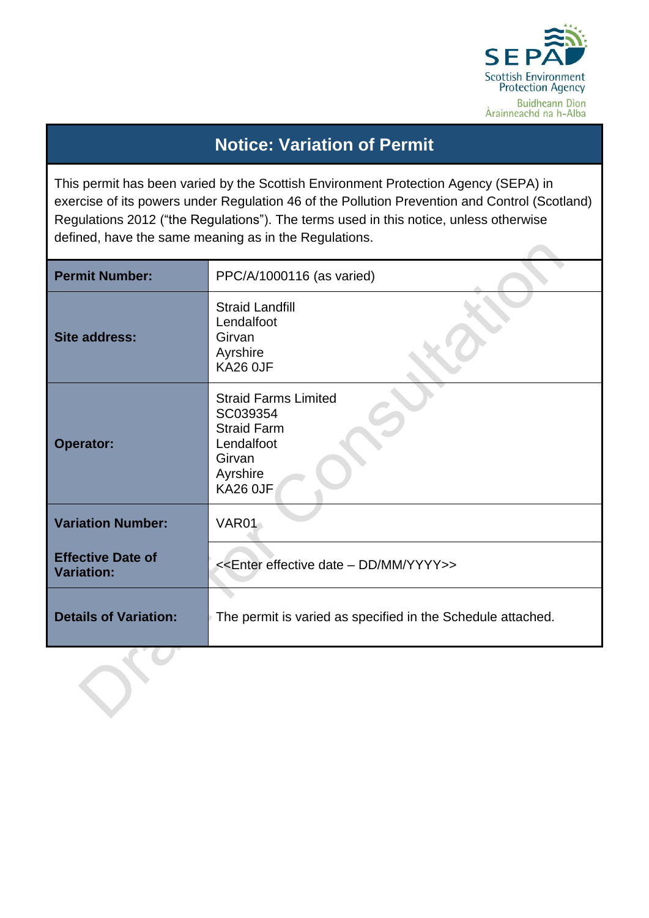SEPA
Scottish Environment Protection Agency
Buidheann Dìon Àrainneachd na h-Alba

# Notice: Variation of Permit

This permit has been varied by the Scottish Environment Protection Agency (SEPA) in exercise of its powers under Regulation 46 of the Pollution Prevention and Control (Scotland) Regulations 2012 ("the Regulations"). The terms used in this notice, unless otherwise defined, have the same meaning as in the Regulations.

| | |
|---|---|
| **Permit Number:** | PPC/A/1000116 (as varied) |
| **Site address:** | Straid Landfill<br>Lendalfoot<br>Girvan<br>Ayrshire<br>KA26 0JF |
| **Operator:** | Straid Farms Limited<br>SC039354<br>Straid Farm<br>Lendalfoot<br>Girvan<br>Ayrshire<br>KA26 0JF |
| **Variation Number:** | VAR01 |
| **Effective Date of Variation:** | <<Enter effective date – DD/MM/YYYY>> |
| **Details of Variation:** | The permit is varied as specified in the Schedule attached. |

Draft for Consultation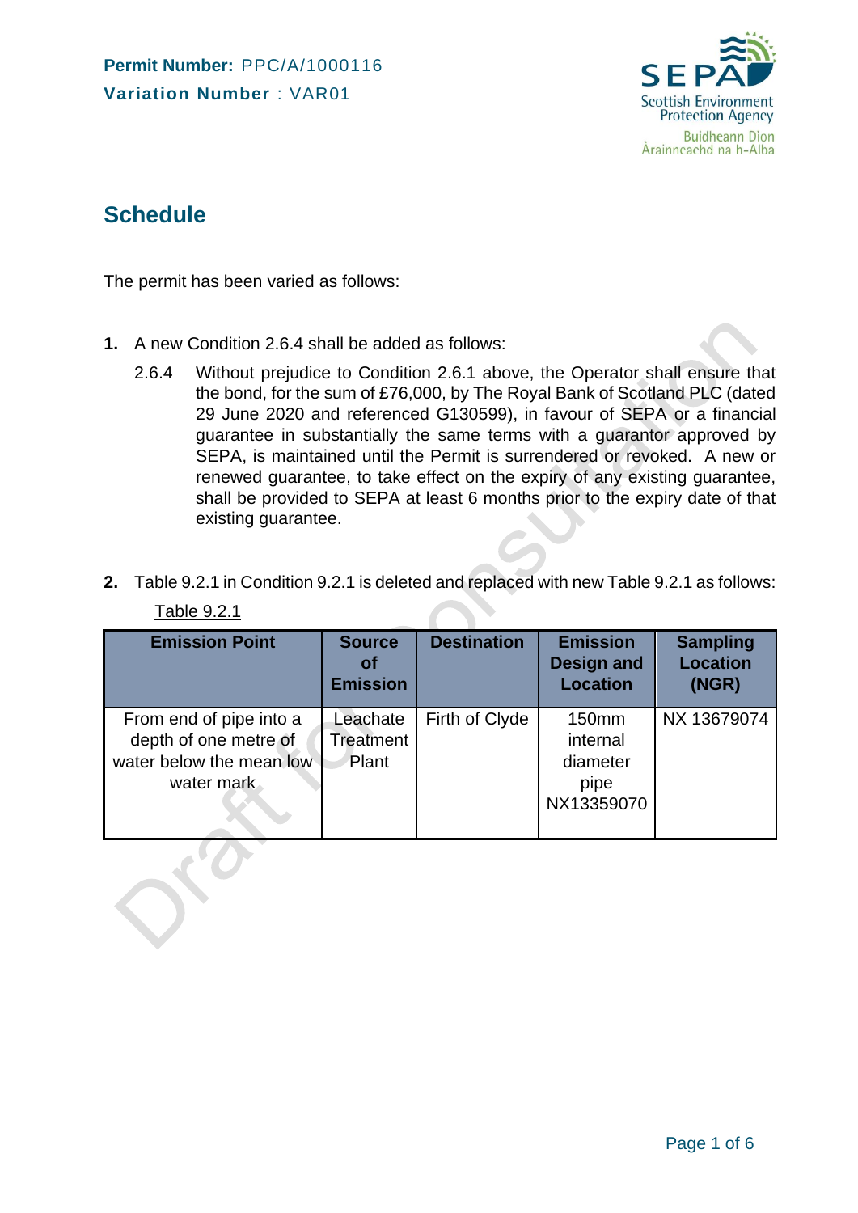Permit Number: PPC/A/1000116
Variation Number : VAR01

## Schedule

The permit has been varied as follows:

1. A new Condition 2.6.4 shall be added as follows:

   2.6.4 Without prejudice to Condition 2.6.1 above, the Operator shall ensure that the bond, for the sum of £76,000, by The Royal Bank of Scotland PLC (dated 29 June 2020 and referenced G130599), in favour of SEPA or a financial guarantee in substantially the same terms with a guarantor approved by SEPA, is maintained until the Permit is surrendered or revoked. A new or renewed guarantee, to take effect on the expiry of any existing guarantee, shall be provided to SEPA at least 6 months prior to the expiry date of that existing guarantee.

2. Table 9.2.1 in Condition 9.2.1 is deleted and replaced with new Table 9.2.1 as follows:

Table 9.2.1

| Emission Point | Source of Emission | Destination | Emission Design and Location | Sampling Location (NGR) |
|---|---|---|---|---|
| From end of pipe into a depth of one metre of water below the mean low water mark | Leachate Treatment Plant | Firth of Clyde | 150mm internal diameter pipe NX13359070 | NX 13679074 |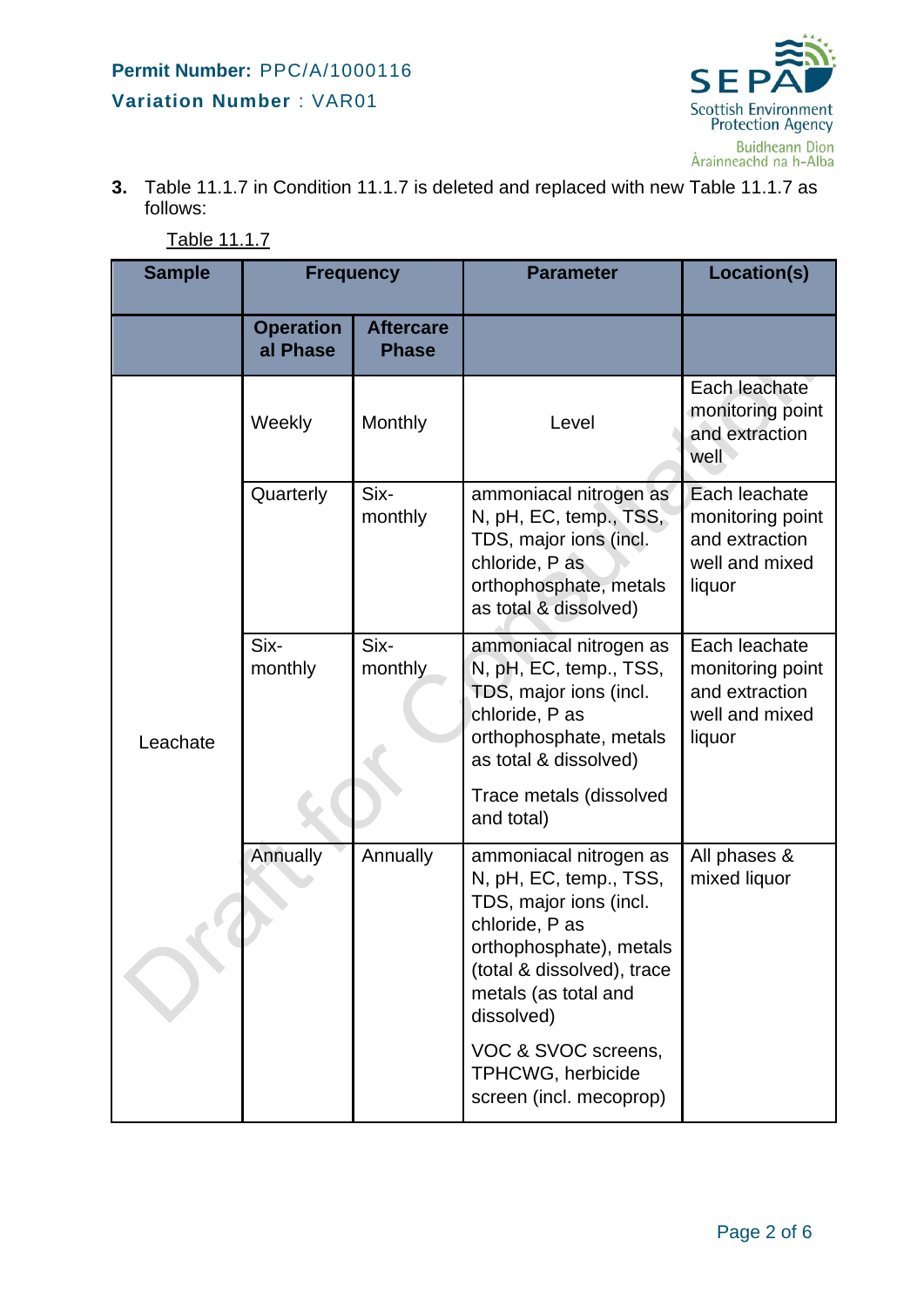**Permit Number:** PPC/A/1000116

**Variation Number** : VAR01

**3.** Table 11.1.7 in Condition 11.1.7 is deleted and replaced with new Table 11.1.7 as follows:

Table 11.1.7

| Sample | Frequency | | Parameter | Location(s) |
|---|---|---|---|---|
| | Operational Phase | Aftercare Phase | | |
| Leachate | Weekly | Monthly | Level | Each leachate monitoring point and extraction well |
| | Quarterly | Six-monthly | ammoniacal nitrogen as N, pH, EC, temp., TSS, TDS, major ions (incl. chloride, P as orthophosphate, metals as total & dissolved) | Each leachate monitoring point and extraction well and mixed liquor |
| | Six-monthly | Six-monthly | ammoniacal nitrogen as N, pH, EC, temp., TSS, TDS, major ions (incl. chloride, P as orthophosphate, metals as total & dissolved)<br><br>Trace metals (dissolved and total) | Each leachate monitoring point and extraction well and mixed liquor |
| | Annually | Annually | ammoniacal nitrogen as N, pH, EC, temp., TSS, TDS, major ions (incl. chloride, P as orthophosphate), metals (total & dissolved), trace metals (as total and dissolved)<br><br>VOC & SVOC screens, TPHCWG, herbicide screen (incl. mecoprop) | All phases & mixed liquor |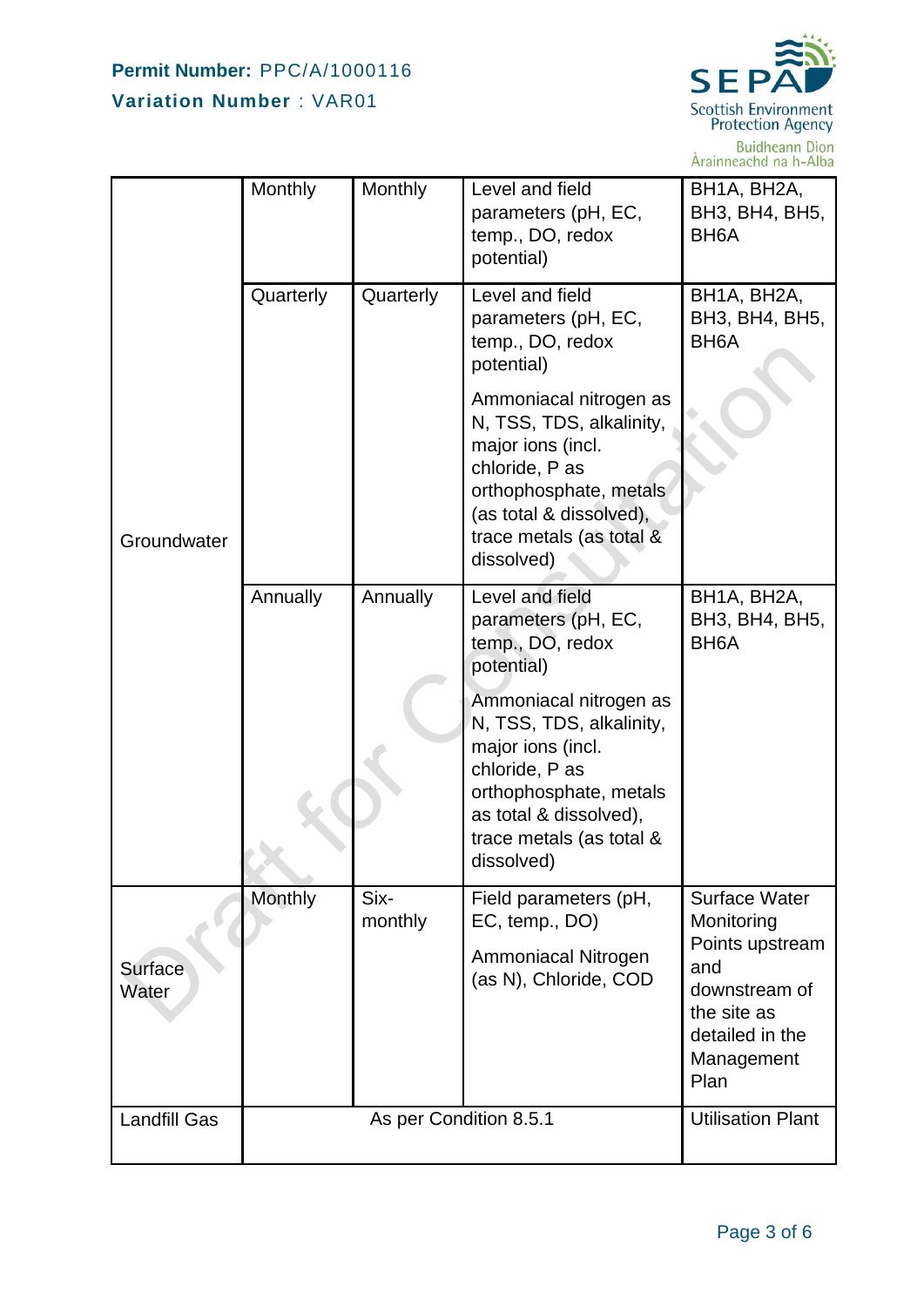| | | | | |
|---|---|---|---|---|
| Groundwater | Monthly | Monthly | Level and field parameters (pH, EC, temp., DO, redox potential) | BH1A, BH2A, BH3, BH4, BH5, BH6A |
| | Quarterly | Quarterly | Level and field parameters (pH, EC, temp., DO, redox potential)<br><br>Ammoniacal nitrogen as N, TSS, TDS, alkalinity, major ions (incl. chloride, P as orthophosphate, metals (as total & dissolved), trace metals (as total & dissolved) | BH1A, BH2A, BH3, BH4, BH5, BH6A |
| | Annually | Annually | Level and field parameters (pH, EC, temp., DO, redox potential)<br><br>Ammoniacal nitrogen as N, TSS, TDS, alkalinity, major ions (incl. chloride, P as orthophosphate, metals as total & dissolved), trace metals (as total & dissolved) | BH1A, BH2A, BH3, BH4, BH5, BH6A |
| Surface Water | Monthly | Six-monthly | Field parameters (pH, EC, temp., DO)<br><br>Ammoniacal Nitrogen (as N), Chloride, COD | Surface Water Monitoring Points upstream and downstream of the site as detailed in the Management Plan |
| Landfill Gas | As per Condition 8.5.1 | | | Utilisation Plant |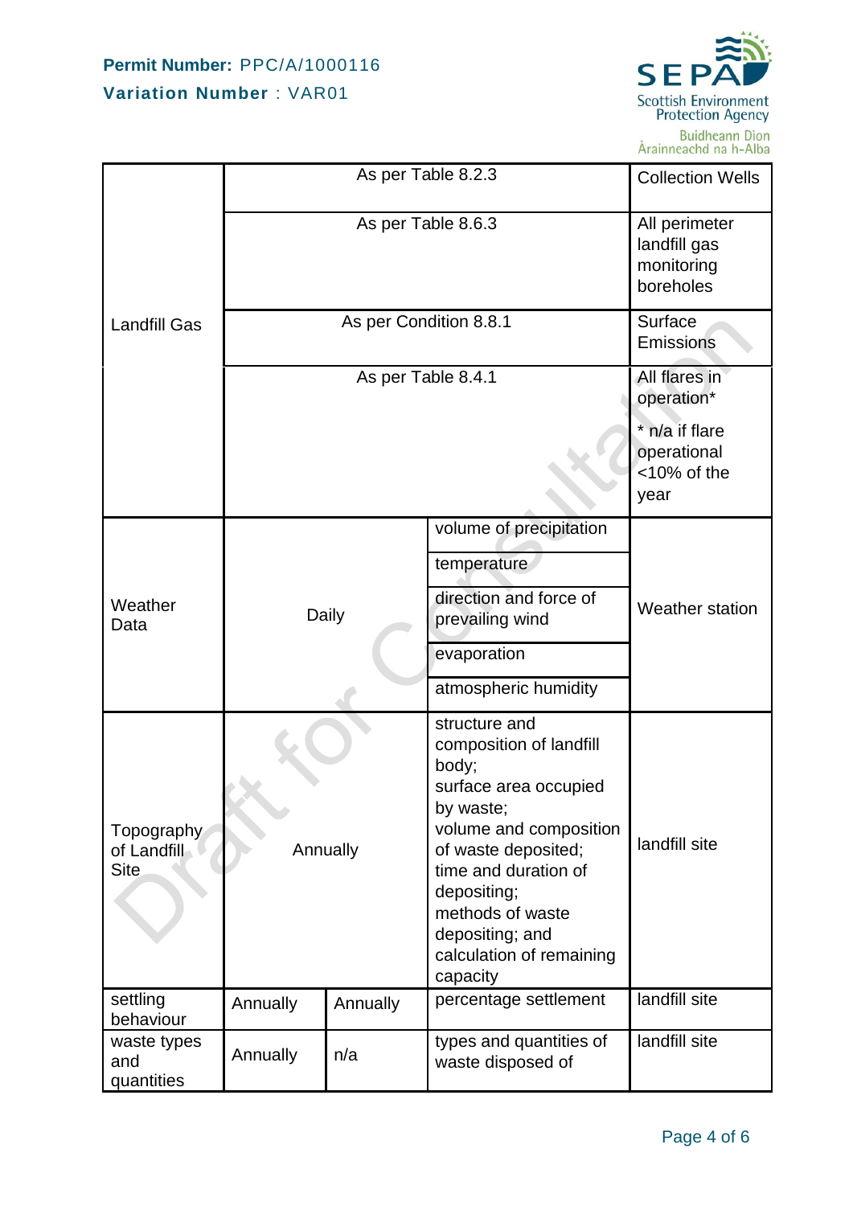| | | | | |
|---|---|---|---|---|
| Landfill Gas | As per Table 8.2.3 | | | Collection Wells |
| | As per Table 8.6.3 | | | All perimeter landfill gas monitoring boreholes |
| | As per Condition 8.8.1 | | | Surface Emissions |
| | As per Table 8.4.1 | | | All flares in operation*<br>* n/a if flare operational <10% of the year |
| Weather Data | Daily | | volume of precipitation | Weather station |
| | | | temperature | |
| | | | direction and force of prevailing wind | |
| | | | evaporation | |
| | | | atmospheric humidity | |
| Topography of Landfill Site | Annually | | structure and composition of landfill body;<br>surface area occupied by waste;<br>volume and composition of waste deposited;<br>time and duration of depositing;<br>methods of waste depositing; and<br>calculation of remaining capacity | landfill site |
| settling behaviour | Annually | Annually | percentage settlement | landfill site |
| waste types and quantities | Annually | n/a | types and quantities of waste disposed of | landfill site |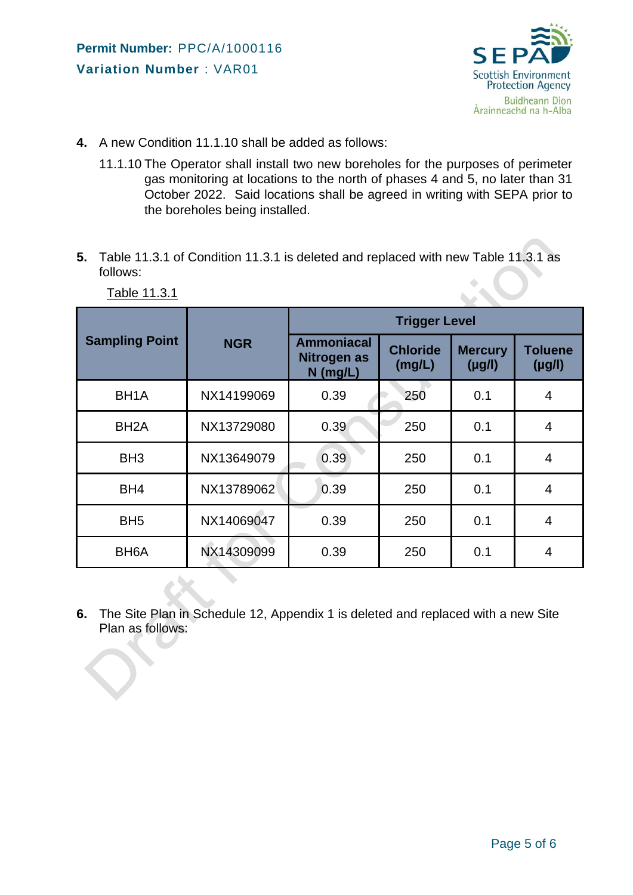4. A new Condition 11.1.10 shall be added as follows:

   11.1.10 The Operator shall install two new boreholes for the purposes of perimeter gas monitoring at locations to the north of phases 4 and 5, no later than 31 October 2022. Said locations shall be agreed in writing with SEPA prior to the boreholes being installed.

5. Table 11.3.1 of Condition 11.3.1 is deleted and replaced with new Table 11.3.1 as follows:

Table 11.3.1

| Sampling Point | NGR | Trigger Level | | | |
|---|---|---|---|---|---|
| | | Ammoniacal Nitrogen as N (mg/L) | Chloride (mg/L) | Mercury (µg/l) | Toluene (µg/l) |
| BH1A | NX14199069 | 0.39 | 250 | 0.1 | 4 |
| BH2A | NX13729080 | 0.39 | 250 | 0.1 | 4 |
| BH3 | NX13649079 | 0.39 | 250 | 0.1 | 4 |
| BH4 | NX13789062 | 0.39 | 250 | 0.1 | 4 |
| BH5 | NX14069047 | 0.39 | 250 | 0.1 | 4 |
| BH6A | NX14309099 | 0.39 | 250 | 0.1 | 4 |

6. The Site Plan in Schedule 12, Appendix 1 is deleted and replaced with a new Site Plan as follows: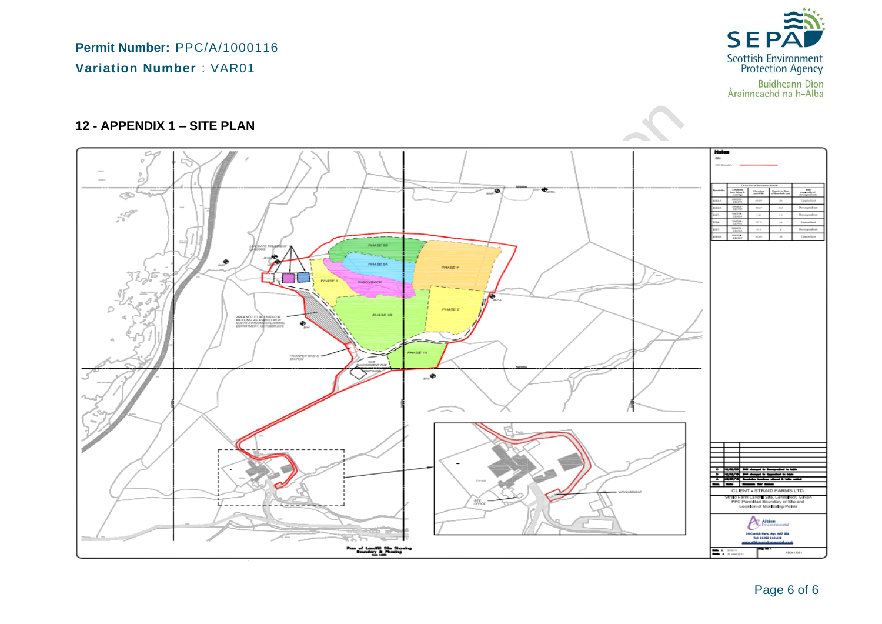Permit Number: PPC/A/1000116

Variation Number : VAR01

## 12 - APPENDIX 1 – SITE PLAN

PHASE 5B

PHASE 5A

PHASE 4

PHASE 3

PIGGYBACK

PHASE 1B

PHASE 2

PHASE 1A

LEACHATE TREATMENT LAGOONS

AREA NOT TO BE USED FOR INFILLING, AS AGREED WITH SOUTH AYRSHIRE'S PLANNING DEPARTMENT, OCTOBER 2015

TRANSFER WASTE STATION

GAS MANAGEMENT AND COMPOUND

SITE OFFICE

WEIGHBRIDGE

Plan of Landfill Site Showing Boundary & Phasing

CLIENT - STRAID FARMS LTD.

Straid Farm Landfill Site, Lendalfoot, Girvan PPC Permitted Boundary of Site and Location of Monitoring Points

Albion Environmental

24 Carrick Park, Ayr, KA7 2SL

Tel: 01292 610 438

www.albion-environmental.co.uk

190611001